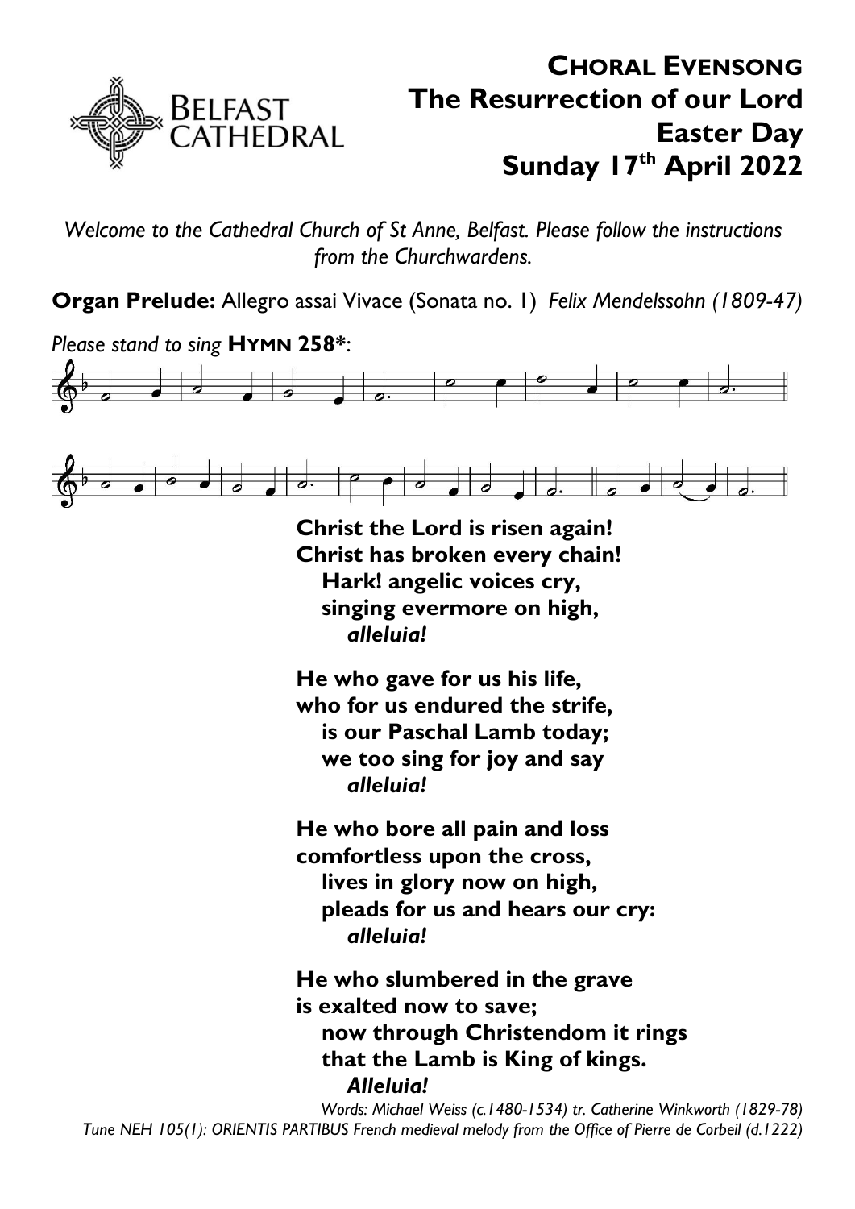# CHORAL EVENSONG
## The Resurrection of our Lord
## Easter Day
## Sunday 17th April 2022

*Welcome to the Cathedral Church of St Anne, Belfast. Please follow the instructions from the Churchwardens.*

**Organ Prelude:** Allegro assai Vivace (Sonata no. 1) *Felix Mendelssohn (1809-47)*

*Please stand to sing* **HYMN 258***:

**Christ the Lord is risen again!**
**Christ has broken every chain!**
**Hark! angelic voices cry,**
**singing evermore on high,**
***alleluia!***

**He who gave for us his life,**
**who for us endured the strife,**
**is our Paschal Lamb today;**
**we too sing for joy and say**
***alleluia!***

**He who bore all pain and loss**
**comfortless upon the cross,**
**lives in glory now on high,**
**pleads for us and hears our cry:**
***alleluia!***

**He who slumbered in the grave**
**is exalted now to save;**
**now through Christendom it rings**
**that the Lamb is King of kings.**
***Alleluia!***

*Words: Michael Weiss (c.1480-1534) tr. Catherine Winkworth (1829-78)*
*Tune NEH 105(1): ORIENTIS PARTIBUS French medieval melody from the Office of Pierre de Corbeil (d.1222)*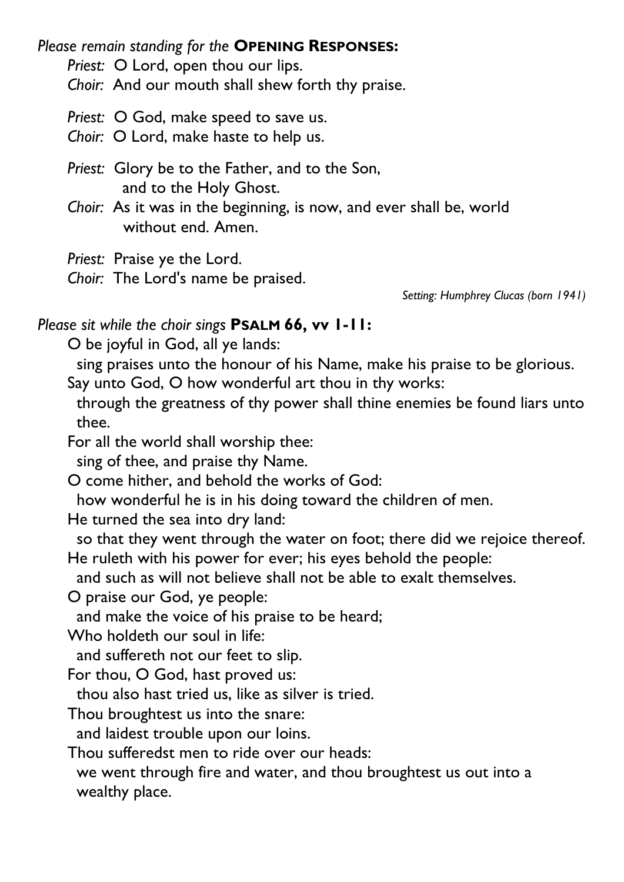*Please remain standing for the* **OPENING RESPONSES:**

*Priest:* O Lord, open thou our lips.
*Choir:* And our mouth shall shew forth thy praise.

*Priest:* O God, make speed to save us.
*Choir:* O Lord, make haste to help us.

*Priest:* Glory be to the Father, and to the Son, and to the Holy Ghost.
*Choir:* As it was in the beginning, is now, and ever shall be, world without end. Amen.

*Priest:* Praise ye the Lord.
*Choir:* The Lord's name be praised.

*Setting: Humphrey Clucas (born 1941)*

*Please sit while the choir sings* **PSALM 66, vv 1-11:**

O be joyful in God, all ye lands:
sing praises unto the honour of his Name, make his praise to be glorious.
Say unto God, O how wonderful art thou in thy works:
through the greatness of thy power shall thine enemies be found liars unto thee.
For all the world shall worship thee:
sing of thee, and praise thy Name.
O come hither, and behold the works of God:
how wonderful he is in his doing toward the children of men.
He turned the sea into dry land:
so that they went through the water on foot; there did we rejoice thereof.
He ruleth with his power for ever; his eyes behold the people:
and such as will not believe shall not be able to exalt themselves.
O praise our God, ye people:
and make the voice of his praise to be heard;
Who holdeth our soul in life:
and suffereth not our feet to slip.
For thou, O God, hast proved us:
thou also hast tried us, like as silver is tried.
Thou broughtest us into the snare:
and laidest trouble upon our loins.
Thou sufferedst men to ride over our heads:
we went through fire and water, and thou broughtest us out into a wealthy place.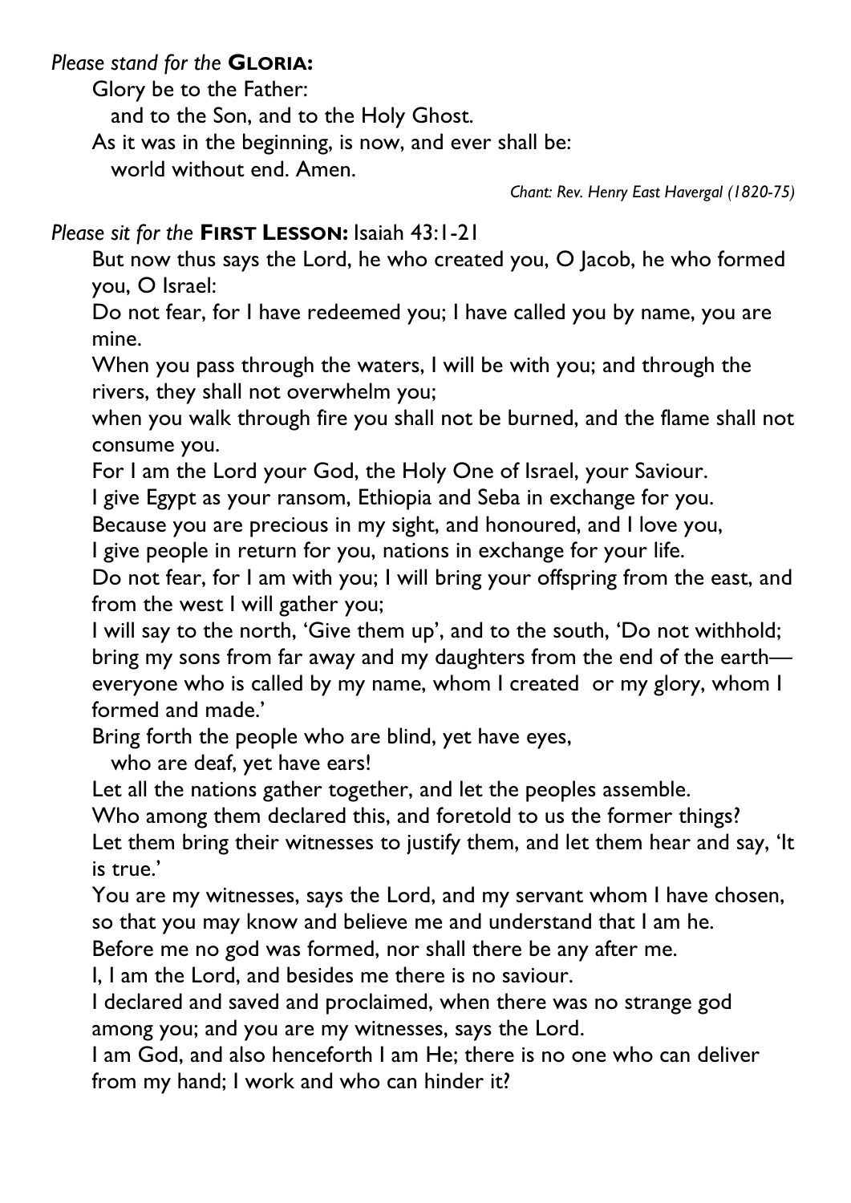*Please stand for the* **GLORIA:**

Glory be to the Father:
  and to the Son, and to the Holy Ghost.
As it was in the beginning, is now, and ever shall be:
  world without end. Amen.

*Chant: Rev. Henry East Havergal (1820-75)*

*Please sit for the* **FIRST LESSON:** Isaiah 43:1-21

But now thus says the Lord, he who created you, O Jacob, he who formed you, O Israel:
Do not fear, for I have redeemed you; I have called you by name, you are mine.
When you pass through the waters, I will be with you; and through the rivers, they shall not overwhelm you;
when you walk through fire you shall not be burned, and the flame shall not consume you.
For I am the Lord your God, the Holy One of Israel, your Saviour.
I give Egypt as your ransom, Ethiopia and Seba in exchange for you.
Because you are precious in my sight, and honoured, and I love you,
I give people in return for you, nations in exchange for your life.
Do not fear, for I am with you; I will bring your offspring from the east, and from the west I will gather you;
I will say to the north, 'Give them up', and to the south, 'Do not withhold; bring my sons from far away and my daughters from the end of the earth— everyone who is called by my name, whom I created or my glory, whom I formed and made.'
Bring forth the people who are blind, yet have eyes,
  who are deaf, yet have ears!
Let all the nations gather together, and let the peoples assemble.
Who among them declared this, and foretold to us the former things?
Let them bring their witnesses to justify them, and let them hear and say, 'It is true.'
You are my witnesses, says the Lord, and my servant whom I have chosen, so that you may know and believe me and understand that I am he.
Before me no god was formed, nor shall there be any after me.
I, I am the Lord, and besides me there is no saviour.
I declared and saved and proclaimed, when there was no strange god among you; and you are my witnesses, says the Lord.
I am God, and also henceforth I am He; there is no one who can deliver from my hand; I work and who can hinder it?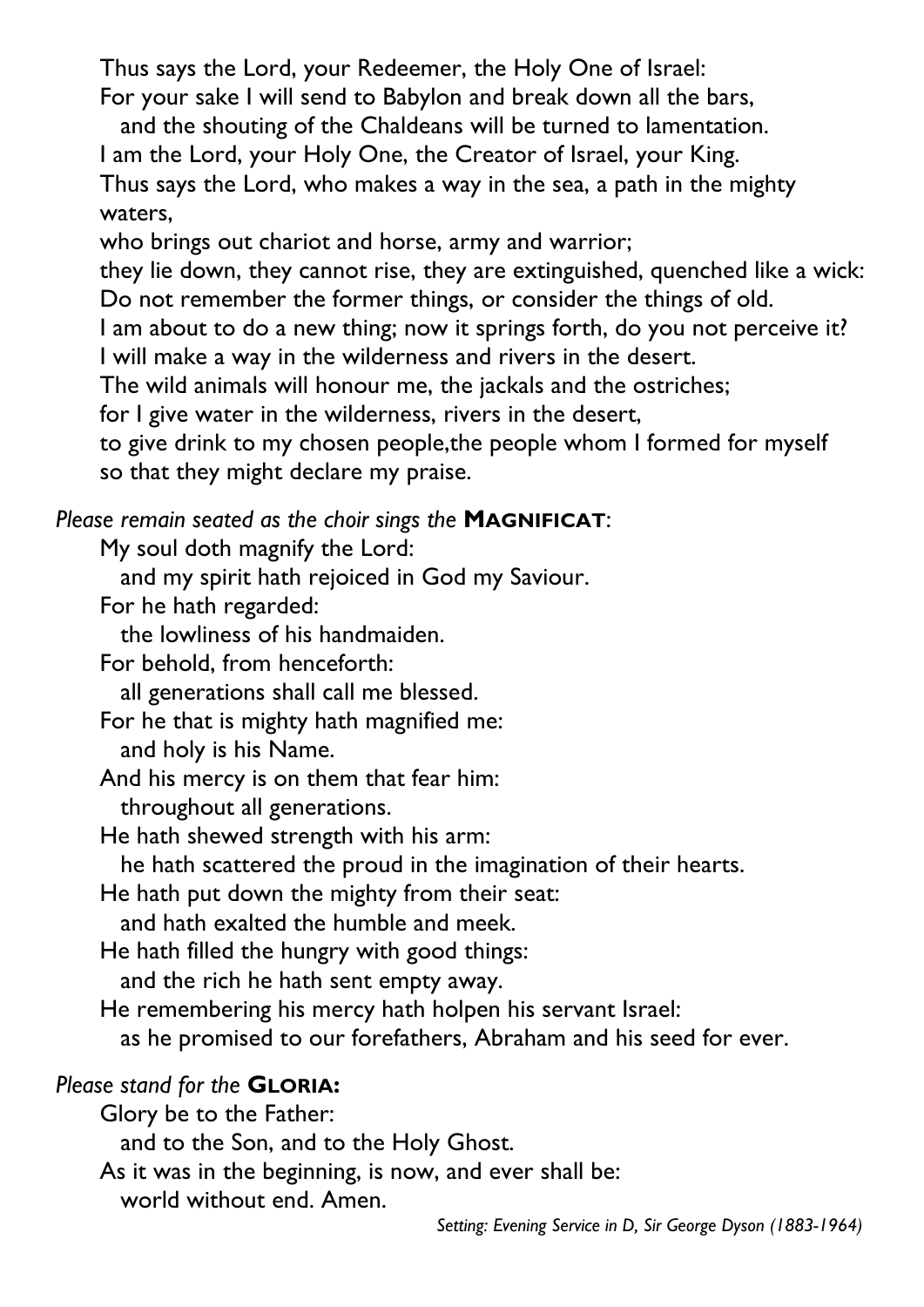Thus says the Lord, your Redeemer, the Holy One of Israel:
For your sake I will send to Babylon and break down all the bars,
  and the shouting of the Chaldeans will be turned to lamentation.
I am the Lord, your Holy One, the Creator of Israel, your King.
Thus says the Lord, who makes a way in the sea, a path in the mighty waters,
who brings out chariot and horse, army and warrior;
they lie down, they cannot rise, they are extinguished, quenched like a wick:
Do not remember the former things, or consider the things of old.
I am about to do a new thing; now it springs forth, do you not perceive it?
I will make a way in the wilderness and rivers in the desert.
The wild animals will honour me, the jackals and the ostriches;
for I give water in the wilderness, rivers in the desert,
to give drink to my chosen people,the people whom I formed for myself
so that they might declare my praise.

*Please remain seated as the choir sings the* **MAGNIFICAT**:

My soul doth magnify the Lord:
  and my spirit hath rejoiced in God my Saviour.
For he hath regarded:
  the lowliness of his handmaiden.
For behold, from henceforth:
  all generations shall call me blessed.
For he that is mighty hath magnified me:
  and holy is his Name.
And his mercy is on them that fear him:
  throughout all generations.
He hath shewed strength with his arm:
  he hath scattered the proud in the imagination of their hearts.
He hath put down the mighty from their seat:
  and hath exalted the humble and meek.
He hath filled the hungry with good things:
  and the rich he hath sent empty away.
He remembering his mercy hath holpen his servant Israel:
  as he promised to our forefathers, Abraham and his seed for ever.

*Please stand for the* **GLORIA:**

Glory be to the Father:
  and to the Son, and to the Holy Ghost.
As it was in the beginning, is now, and ever shall be:
  world without end. Amen.

*Setting: Evening Service in D, Sir George Dyson (1883-1964)*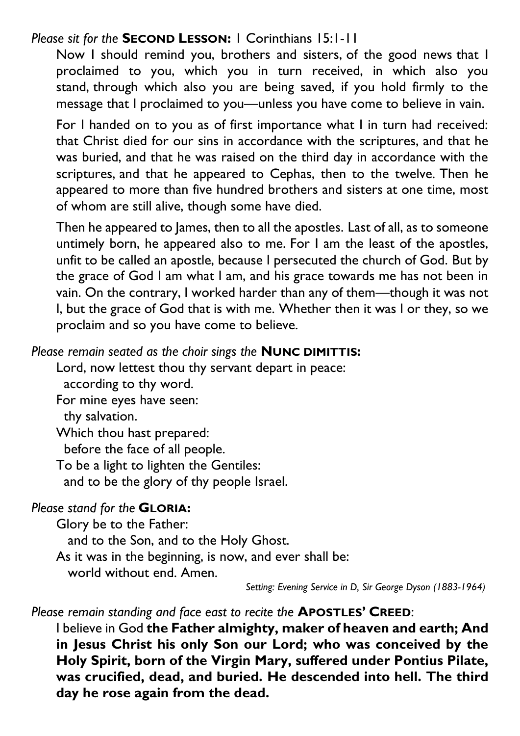*Please sit for the* **SECOND LESSON:** 1 Corinthians 15:1-11

Now I should remind you, brothers and sisters, of the good news that I proclaimed to you, which you in turn received, in which also you stand, through which also you are being saved, if you hold firmly to the message that I proclaimed to you—unless you have come to believe in vain.

For I handed on to you as of first importance what I in turn had received: that Christ died for our sins in accordance with the scriptures, and that he was buried, and that he was raised on the third day in accordance with the scriptures, and that he appeared to Cephas, then to the twelve. Then he appeared to more than five hundred brothers and sisters at one time, most of whom are still alive, though some have died.

Then he appeared to James, then to all the apostles. Last of all, as to someone untimely born, he appeared also to me. For I am the least of the apostles, unfit to be called an apostle, because I persecuted the church of God. But by the grace of God I am what I am, and his grace towards me has not been in vain. On the contrary, I worked harder than any of them—though it was not I, but the grace of God that is with me. Whether then it was I or they, so we proclaim and so you have come to believe.

*Please remain seated as the choir sings the* **NUNC DIMITTIS:**

Lord, now lettest thou thy servant depart in peace:
according to thy word.
For mine eyes have seen:
thy salvation.
Which thou hast prepared:
before the face of all people.
To be a light to lighten the Gentiles:
and to be the glory of thy people Israel.

*Please stand for the* **GLORIA:**

Glory be to the Father:
and to the Son, and to the Holy Ghost.
As it was in the beginning, is now, and ever shall be:
world without end. Amen.

*Setting: Evening Service in D, Sir George Dyson (1883-1964)*

*Please remain standing and face east to recite the* **APOSTLES' CREED**:

I believe in God **the Father almighty, maker of heaven and earth; And in Jesus Christ his only Son our Lord; who was conceived by the Holy Spirit, born of the Virgin Mary, suffered under Pontius Pilate, was crucified, dead, and buried. He descended into hell. The third day he rose again from the dead.**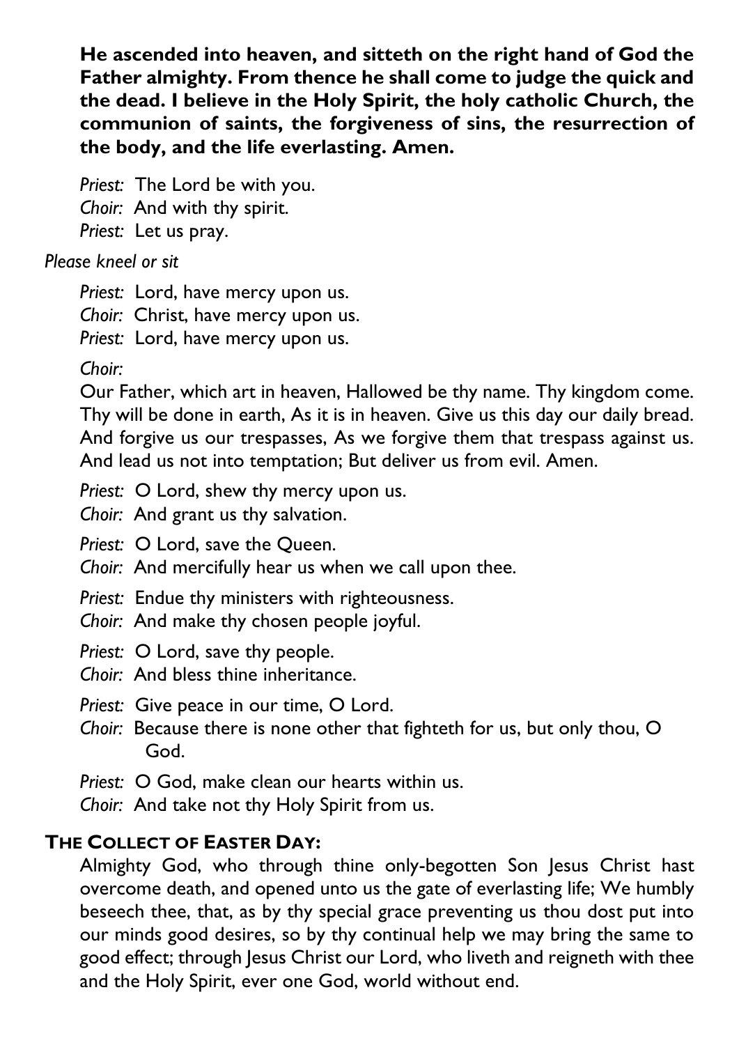**He ascended into heaven, and sitteth on the right hand of God the Father almighty. From thence he shall come to judge the quick and the dead. I believe in the Holy Spirit, the holy catholic Church, the communion of saints, the forgiveness of sins, the resurrection of the body, and the life everlasting. Amen.**

*Priest:* The Lord be with you.
*Choir:* And with thy spirit.
*Priest:* Let us pray.

*Please kneel or sit*

*Priest:* Lord, have mercy upon us.
*Choir:* Christ, have mercy upon us.
*Priest:* Lord, have mercy upon us.

*Choir:*
Our Father, which art in heaven, Hallowed be thy name. Thy kingdom come. Thy will be done in earth, As it is in heaven. Give us this day our daily bread. And forgive us our trespasses, As we forgive them that trespass against us. And lead us not into temptation; But deliver us from evil. Amen.

*Priest:* O Lord, shew thy mercy upon us.
*Choir:* And grant us thy salvation.

*Priest:* O Lord, save the Queen.
*Choir:* And mercifully hear us when we call upon thee.

*Priest:* Endue thy ministers with righteousness.
*Choir:* And make thy chosen people joyful.

*Priest:* O Lord, save thy people.
*Choir:* And bless thine inheritance.

*Priest:* Give peace in our time, O Lord.
*Choir:* Because there is none other that fighteth for us, but only thou, O God.

*Priest:* O God, make clean our hearts within us.
*Choir:* And take not thy Holy Spirit from us.

**THE COLLECT OF EASTER DAY:**

Almighty God, who through thine only-begotten Son Jesus Christ hast overcome death, and opened unto us the gate of everlasting life; We humbly beseech thee, that, as by thy special grace preventing us thou dost put into our minds good desires, so by thy continual help we may bring the same to good effect; through Jesus Christ our Lord, who liveth and reigneth with thee and the Holy Spirit, ever one God, world without end.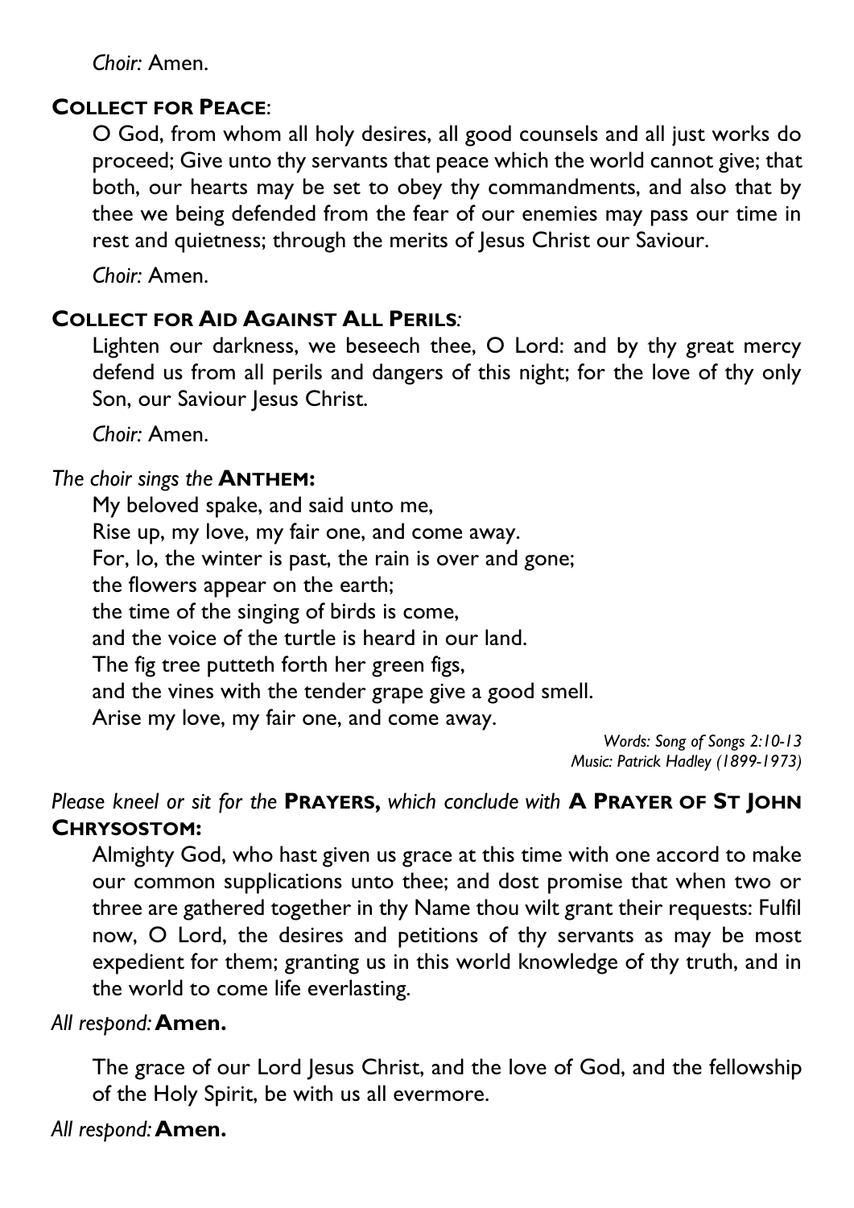*Choir:* Amen.

**COLLECT FOR PEACE**:

O God, from whom all holy desires, all good counsels and all just works do proceed; Give unto thy servants that peace which the world cannot give; that both, our hearts may be set to obey thy commandments, and also that by thee we being defended from the fear of our enemies may pass our time in rest and quietness; through the merits of Jesus Christ our Saviour.

*Choir:* Amen.

**COLLECT FOR AID AGAINST ALL PERILS**:

Lighten our darkness, we beseech thee, O Lord: and by thy great mercy defend us from all perils and dangers of this night; for the love of thy only Son, our Saviour Jesus Christ.

*Choir:* Amen.

*The choir sings the* **ANTHEM:**

My beloved spake, and said unto me,
Rise up, my love, my fair one, and come away.
For, lo, the winter is past, the rain is over and gone;
the flowers appear on the earth;
the time of the singing of birds is come,
and the voice of the turtle is heard in our land.
The fig tree putteth forth her green figs,
and the vines with the tender grape give a good smell.
Arise my love, my fair one, and come away.

*Words: Song of Songs 2:10-13*
*Music: Patrick Hadley (1899-1973)*

*Please kneel or sit for the* **PRAYERS,** *which conclude with* **A PRAYER OF ST JOHN CHRYSOSTOM:**

Almighty God, who hast given us grace at this time with one accord to make our common supplications unto thee; and dost promise that when two or three are gathered together in thy Name thou wilt grant their requests: Fulfil now, O Lord, the desires and petitions of thy servants as may be most expedient for them; granting us in this world knowledge of thy truth, and in the world to come life everlasting.

*All respond:* **Amen.**

The grace of our Lord Jesus Christ, and the love of God, and the fellowship of the Holy Spirit, be with us all evermore.

*All respond:* **Amen.**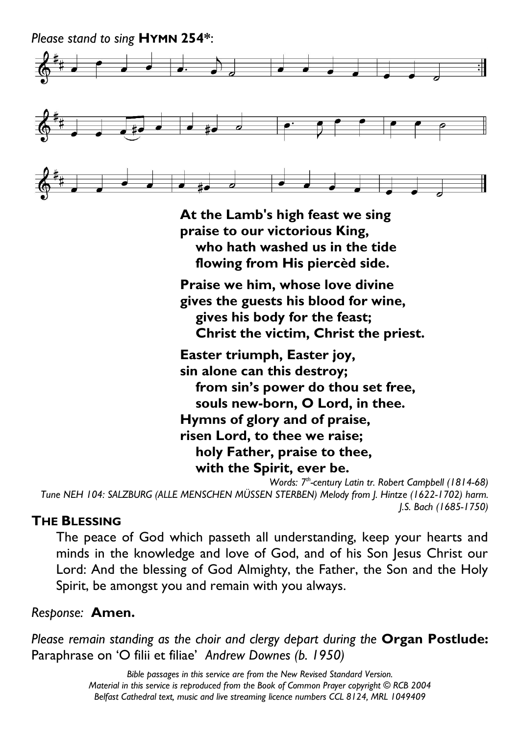*Please stand to sing* **HYMN 254\***:

**At the Lamb's high feast we sing**
**praise to our victorious King,**
**who hath washed us in the tide**
**flowing from His piercèd side.**

**Praise we him, whose love divine**
**gives the guests his blood for wine,**
**gives his body for the feast;**
**Christ the victim, Christ the priest.**

**Easter triumph, Easter joy,**
**sin alone can this destroy;**
**from sin's power do thou set free,**
**souls new-born, O Lord, in thee.**
**Hymns of glory and of praise,**
**risen Lord, to thee we raise;**
**holy Father, praise to thee,**
**with the Spirit, ever be.**

*Words: 7th-century Latin tr. Robert Campbell (1814-68)*
*Tune NEH 104: SALZBURG (ALLE MENSCHEN MÜSSEN STERBEN) Melody from J. Hintze (1622-1702) harm. J.S. Bach (1685-1750)*

**THE BLESSING**

The peace of God which passeth all understanding, keep your hearts and minds in the knowledge and love of God, and of his Son Jesus Christ our Lord: And the blessing of God Almighty, the Father, the Son and the Holy Spirit, be amongst you and remain with you always.

*Response:* **Amen.**

*Please remain standing as the choir and clergy depart during the* **Organ Postlude:** Paraphrase on 'O filii et filiae' *Andrew Downes (b. 1950)*

*Bible passages in this service are from the New Revised Standard Version.*
*Material in this service is reproduced from the Book of Common Prayer copyright © RCB 2004*
*Belfast Cathedral text, music and live streaming licence numbers CCL 8124, MRL 1049409*